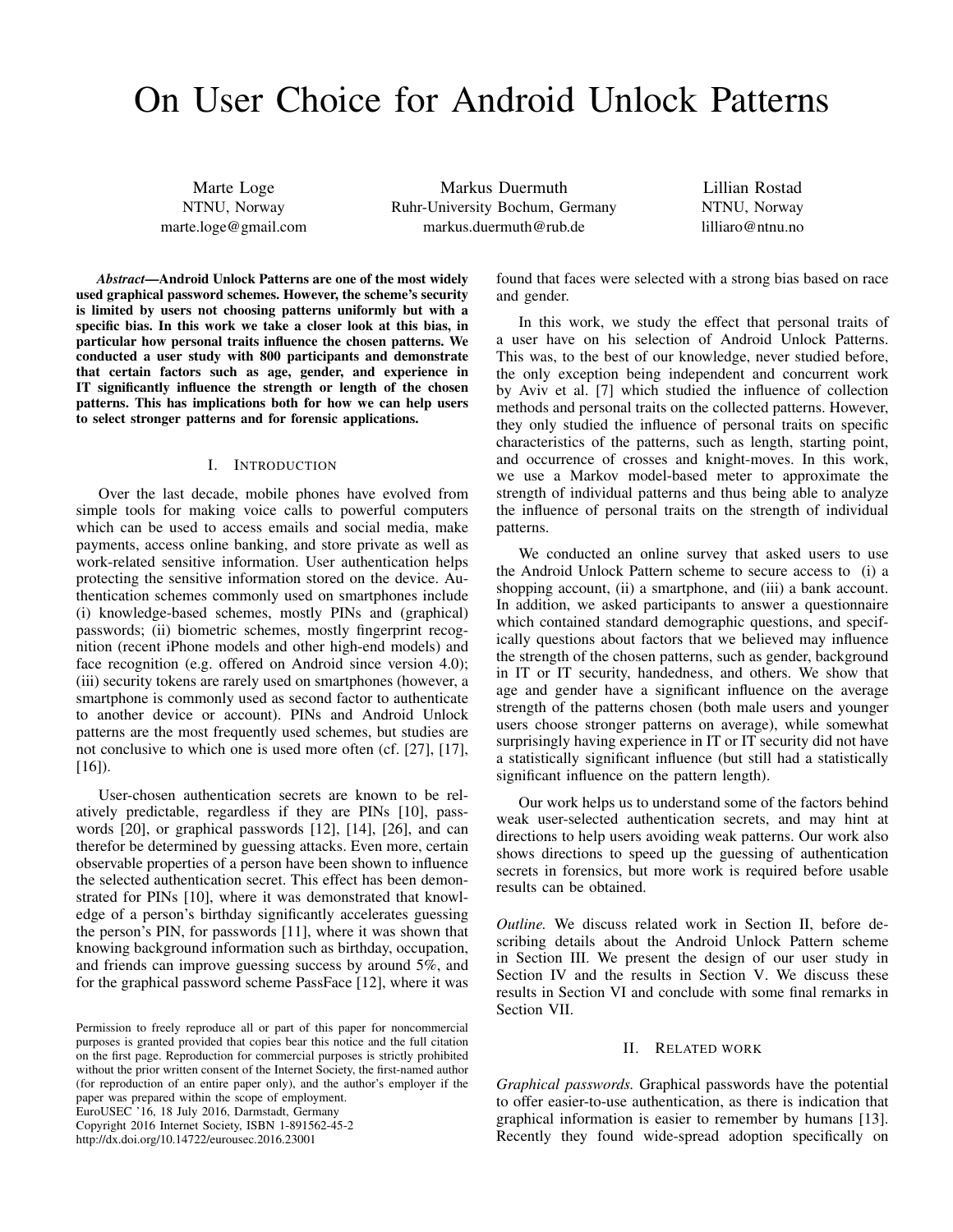# On User Choice for Android Unlock Patterns

Marte Loge
NTNU, Norway
marte.loge@gmail.com

Markus Duermuth
Ruhr-University Bochum, Germany
markus.duermuth@rub.de

Lillian Rostad
NTNU, Norway
lilliaro@ntnu.no

***Abstract*—Android Unlock Patterns are one of the most widely used graphical password schemes. However, the scheme's security is limited by users not choosing patterns uniformly but with a specific bias. In this work we take a closer look at this bias, in particular how personal traits influence the chosen patterns. We conducted a user study with 800 participants and demonstrate that certain factors such as age, gender, and experience in IT significantly influence the strength or length of the chosen patterns. This has implications both for how we can help users to select stronger patterns and for forensic applications.**

## I. Introduction

Over the last decade, mobile phones have evolved from simple tools for making voice calls to powerful computers which can be used to access emails and social media, make payments, access online banking, and store private as well as work-related sensitive information. User authentication helps protecting the sensitive information stored on the device. Authentication schemes commonly used on smartphones include (i) knowledge-based schemes, mostly PINs and (graphical) passwords; (ii) biometric schemes, mostly fingerprint recognition (recent iPhone models and other high-end models) and face recognition (e.g. offered on Android since version 4.0); (iii) security tokens are rarely used on smartphones (however, a smartphone is commonly used as second factor to authenticate to another device or account). PINs and Android Unlock patterns are the most frequently used schemes, but studies are not conclusive to which one is used more often (cf. [27], [17], [16]).

User-chosen authentication secrets are known to be relatively predictable, regardless if they are PINs [10], passwords [20], or graphical passwords [12], [14], [26], and can therefor be determined by guessing attacks. Even more, certain observable properties of a person have been shown to influence the selected authentication secret. This effect has been demonstrated for PINs [10], where it was demonstrated that knowledge of a person's birthday significantly accelerates guessing the person's PIN, for passwords [11], where it was shown that knowing background information such as birthday, occupation, and friends can improve guessing success by around 5%, and for the graphical password scheme PassFace [12], where it was found that faces were selected with a strong bias based on race and gender.

In this work, we study the effect that personal traits of a user have on his selection of Android Unlock Patterns. This was, to the best of our knowledge, never studied before, the only exception being independent and concurrent work by Aviv et al. [7] which studied the influence of collection methods and personal traits on the collected patterns. However, they only studied the influence of personal traits on specific characteristics of the patterns, such as length, starting point, and occurrence of crosses and knight-moves. In this work, we use a Markov model-based meter to approximate the strength of individual patterns and thus being able to analyze the influence of personal traits on the strength of individual patterns.

We conducted an online survey that asked users to use the Android Unlock Pattern scheme to secure access to (i) a shopping account, (ii) a smartphone, and (iii) a bank account. In addition, we asked participants to answer a questionnaire which contained standard demographic questions, and specifically questions about factors that we believed may influence the strength of the chosen patterns, such as gender, background in IT or IT security, handedness, and others. We show that age and gender have a significant influence on the average strength of the patterns chosen (both male users and younger users choose stronger patterns on average), while somewhat surprisingly having experience in IT or IT security did not have a statistically significant influence (but still had a statistically significant influence on the pattern length).

Our work helps us to understand some of the factors behind weak user-selected authentication secrets, and may hint at directions to help users avoiding weak patterns. Our work also shows directions to speed up the guessing of authentication secrets in forensics, but more work is required before usable results can be obtained.

*Outline.* We discuss related work in Section II, before describing details about the Android Unlock Pattern scheme in Section III. We present the design of our user study in Section IV and the results in Section V. We discuss these results in Section VI and conclude with some final remarks in Section VII.

## II. Related work

*Graphical passwords.* Graphical passwords have the potential to offer easier-to-use authentication, as there is indication that graphical information is easier to remember by humans [13]. Recently they found wide-spread adoption specifically on

Permission to freely reproduce all or part of this paper for noncommercial purposes is granted provided that copies bear this notice and the full citation on the first page. Reproduction for commercial purposes is strictly prohibited without the prior written consent of the Internet Society, the first-named author (for reproduction of an entire paper only), and the author's employer if the paper was prepared within the scope of employment.
EuroUSEC '16, 18 July 2016, Darmstadt, Germany
Copyright 2016 Internet Society, ISBN 1-891562-45-2
http://dx.doi.org/10.14722/eurousec.2016.23001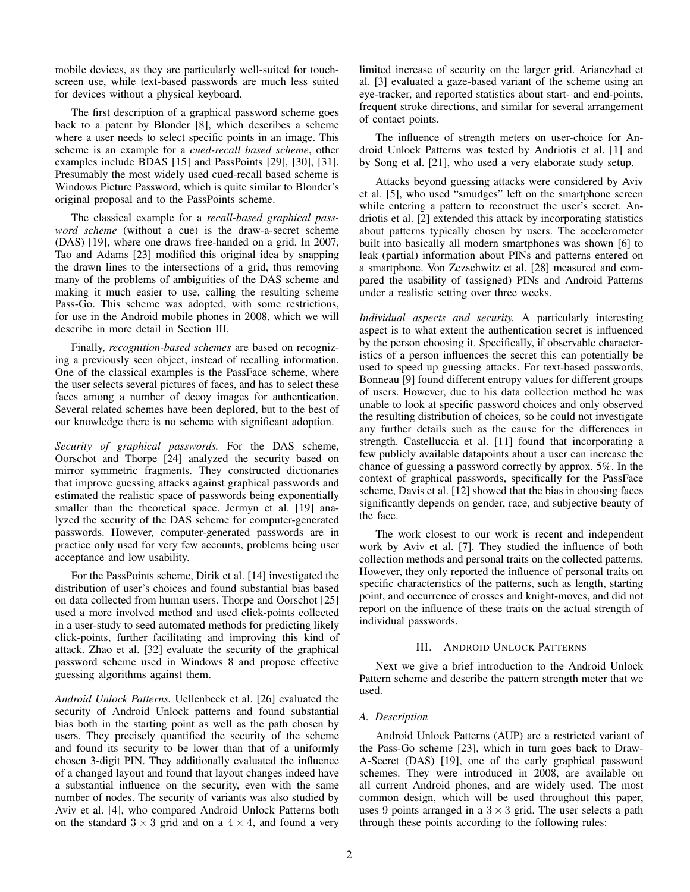mobile devices, as they are particularly well-suited for touch-screen use, while text-based passwords are much less suited for devices without a physical keyboard.

The first description of a graphical password scheme goes back to a patent by Blonder [8], which describes a scheme where a user needs to select specific points in an image. This scheme is an example for a *cued-recall based scheme*, other examples include BDAS [15] and PassPoints [29], [30], [31]. Presumably the most widely used cued-recall based scheme is Windows Picture Password, which is quite similar to Blonder's original proposal and to the PassPoints scheme.

The classical example for a *recall-based graphical password scheme* (without a cue) is the draw-a-secret scheme (DAS) [19], where one draws free-handed on a grid. In 2007, Tao and Adams [23] modified this original idea by snapping the drawn lines to the intersections of a grid, thus removing many of the problems of ambiguities of the DAS scheme and making it much easier to use, calling the resulting scheme Pass-Go. This scheme was adopted, with some restrictions, for use in the Android mobile phones in 2008, which we will describe in more detail in Section III.

Finally, *recognition-based schemes* are based on recognizing a previously seen object, instead of recalling information. One of the classical examples is the PassFace scheme, where the user selects several pictures of faces, and has to select these faces among a number of decoy images for authentication. Several related schemes have been deplored, but to the best of our knowledge there is no scheme with significant adoption.

*Security of graphical passwords.* For the DAS scheme, Oorschot and Thorpe [24] analyzed the security based on mirror symmetric fragments. They constructed dictionaries that improve guessing attacks against graphical passwords and estimated the realistic space of passwords being exponentially smaller than the theoretical space. Jermyn et al. [19] analyzed the security of the DAS scheme for computer-generated passwords. However, computer-generated passwords are in practice only used for very few accounts, problems being user acceptance and low usability.

For the PassPoints scheme, Dirik et al. [14] investigated the distribution of user's choices and found substantial bias based on data collected from human users. Thorpe and Oorschot [25] used a more involved method and used click-points collected in a user-study to seed automated methods for predicting likely click-points, further facilitating and improving this kind of attack. Zhao et al. [32] evaluate the security of the graphical password scheme used in Windows 8 and propose effective guessing algorithms against them.

*Android Unlock Patterns.* Uellenbeck et al. [26] evaluated the security of Android Unlock patterns and found substantial bias both in the starting point as well as the path chosen by users. They precisely quantified the security of the scheme and found its security to be lower than that of a uniformly chosen 3-digit PIN. They additionally evaluated the influence of a changed layout and found that layout changes indeed have a substantial influence on the security, even with the same number of nodes. The security of variants was also studied by Aviv et al. [4], who compared Android Unlock Patterns both on the standard $3 \times 3$ grid and on a $4 \times 4$, and found a very limited increase of security on the larger grid. Arianezhad et al. [3] evaluated a gaze-based variant of the scheme using an eye-tracker, and reported statistics about start- and end-points, frequent stroke directions, and similar for several arrangement of contact points.

The influence of strength meters on user-choice for Android Unlock Patterns was tested by Andriotis et al. [1] and by Song et al. [21], who used a very elaborate study setup.

Attacks beyond guessing attacks were considered by Aviv et al. [5], who used "smudges" left on the smartphone screen while entering a pattern to reconstruct the user's secret. Andriotis et al. [2] extended this attack by incorporating statistics about patterns typically chosen by users. The accelerometer built into basically all modern smartphones was shown [6] to leak (partial) information about PINs and patterns entered on a smartphone. Von Zezschwitz et al. [28] measured and compared the usability of (assigned) PINs and Android Patterns under a realistic setting over three weeks.

*Individual aspects and security.* A particularly interesting aspect is to what extent the authentication secret is influenced by the person choosing it. Specifically, if observable characteristics of a person influences the secret this can potentially be used to speed up guessing attacks. For text-based passwords, Bonneau [9] found different entropy values for different groups of users. However, due to his data collection method he was unable to look at specific password choices and only observed the resulting distribution of choices, so he could not investigate any further details such as the cause for the differences in strength. Castelluccia et al. [11] found that incorporating a few publicly available datapoints about a user can increase the chance of guessing a password correctly by approx. 5%. In the context of graphical passwords, specifically for the PassFace scheme, Davis et al. [12] showed that the bias in choosing faces significantly depends on gender, race, and subjective beauty of the face.

The work closest to our work is recent and independent work by Aviv et al. [7]. They studied the influence of both collection methods and personal traits on the collected patterns. However, they only reported the influence of personal traits on specific characteristics of the patterns, such as length, starting point, and occurrence of crosses and knight-moves, and did not report on the influence of these traits on the actual strength of individual passwords.

## III. Android Unlock Patterns

Next we give a brief introduction to the Android Unlock Pattern scheme and describe the pattern strength meter that we used.

### A. Description

Android Unlock Patterns (AUP) are a restricted variant of the Pass-Go scheme [23], which in turn goes back to Draw-A-Secret (DAS) [19], one of the early graphical password schemes. They were introduced in 2008, are available on all current Android phones, and are widely used. The most common design, which will be used throughout this paper, uses 9 points arranged in a $3 \times 3$ grid. The user selects a path through these points according to the following rules: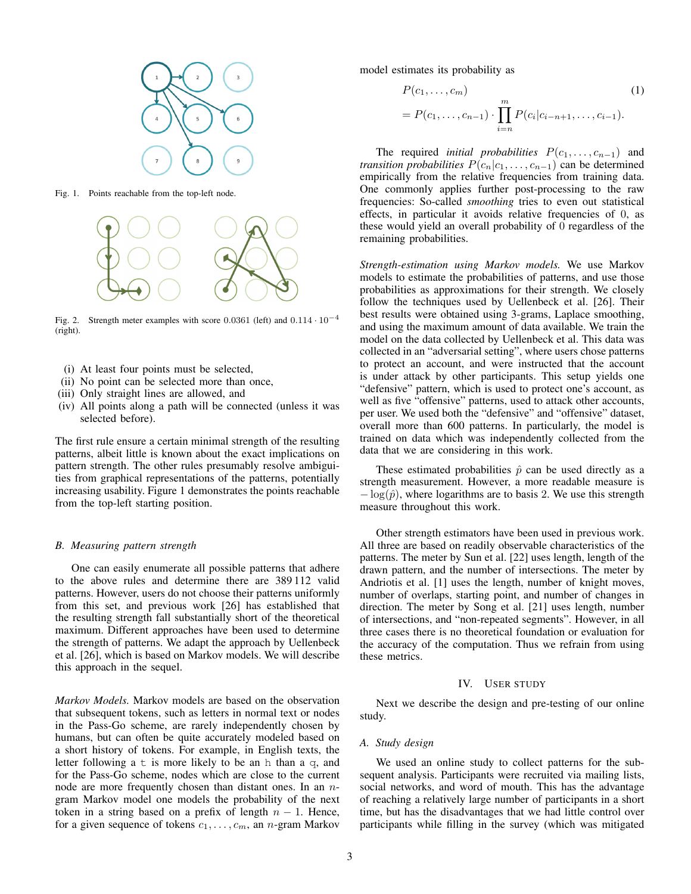Fig. 1. Points reachable from the top-left node.

Fig. 2. Strength meter examples with score 0.0361 (left) and $0.114 \cdot 10^{-4}$ (right).

(i) At least four points must be selected,
(ii) No point can be selected more than once,
(iii) Only straight lines are allowed, and
(iv) All points along a path will be connected (unless it was selected before).

The first rule ensure a certain minimal strength of the resulting patterns, albeit little is known about the exact implications on pattern strength. The other rules presumably resolve ambiguities from graphical representations of the patterns, potentially increasing usability. Figure 1 demonstrates the points reachable from the top-left starting position.

### B. Measuring pattern strength

One can easily enumerate all possible patterns that adhere to the above rules and determine there are 389 112 valid patterns. However, users do not choose their patterns uniformly from this set, and previous work [26] has established that the resulting strength fall substantially short of the theoretical maximum. Different approaches have been used to determine the strength of patterns. We adapt the approach by Uellenbeck et al. [26], which is based on Markov models. We will describe this approach in the sequel.

*Markov Models.* Markov models are based on the observation that subsequent tokens, such as letters in normal text or nodes in the Pass-Go scheme, are rarely independently chosen by humans, but can often be quite accurately modeled based on a short history of tokens. For example, in English texts, the letter following a t is more likely to be an h than a q, and for the Pass-Go scheme, nodes which are close to the current node are more frequently chosen than distant ones. In an $n$-gram Markov model one models the probability of the next token in a string based on a prefix of length $n-1$. Hence, for a given sequence of tokens $c_1, \ldots, c_m$, an $n$-gram Markov model estimates its probability as

$$P(c_1, \ldots, c_m) \\ = P(c_1, \ldots, c_{n-1}) \cdot \prod_{i=n}^{m} P(c_i | c_{i-n+1}, \ldots, c_{i-1}). \tag{1}$$

The required *initial probabilities* $P(c_1, \ldots, c_{n-1})$ and *transition probabilities* $P(c_n | c_1, \ldots, c_{n-1})$ can be determined empirically from the relative frequencies from training data. One commonly applies further post-processing to the raw frequencies: So-called *smoothing* tries to even out statistical effects, in particular it avoids relative frequencies of 0, as these would yield an overall probability of 0 regardless of the remaining probabilities.

*Strength-estimation using Markov models.* We use Markov models to estimate the probabilities of patterns, and use those probabilities as approximations for their strength. We closely follow the techniques used by Uellenbeck et al. [26]. Their best results were obtained using 3-grams, Laplace smoothing, and using the maximum amount of data available. We train the model on the data collected by Uellenbeck et al. This data was collected in an "adversarial setting", where users chose patterns to protect an account, and were instructed that the account is under attack by other participants. This setup yields one "defensive" pattern, which is used to protect one's account, as well as five "offensive" patterns, used to attack other accounts, per user. We used both the "defensive" and "offensive" dataset, overall more than 600 patterns. In particularly, the model is trained on data which was independently collected from the data that we are considering in this work.

These estimated probabilities $\hat{p}$ can be used directly as a strength measurement. However, a more readable measure is $-\log(\hat{p})$, where logarithms are to basis 2. We use this strength measure throughout this work.

Other strength estimators have been used in previous work. All three are based on readily observable characteristics of the patterns. The meter by Sun et al. [22] uses length, length of the drawn pattern, and the number of intersections. The meter by Andriotis et al. [1] uses the length, number of knight moves, number of overlaps, starting point, and number of changes in direction. The meter by Song et al. [21] uses length, number of intersections, and "non-repeated segments". However, in all three cases there is no theoretical foundation or evaluation for the accuracy of the computation. Thus we refrain from using these metrics.

## IV. User Study

Next we describe the design and pre-testing of our online study.

### A. Study design

We used an online study to collect patterns for the subsequent analysis. Participants were recruited via mailing lists, social networks, and word of mouth. This has the advantage of reaching a relatively large number of participants in a short time, but has the disadvantages that we had little control over participants while filling in the survey (which was mitigated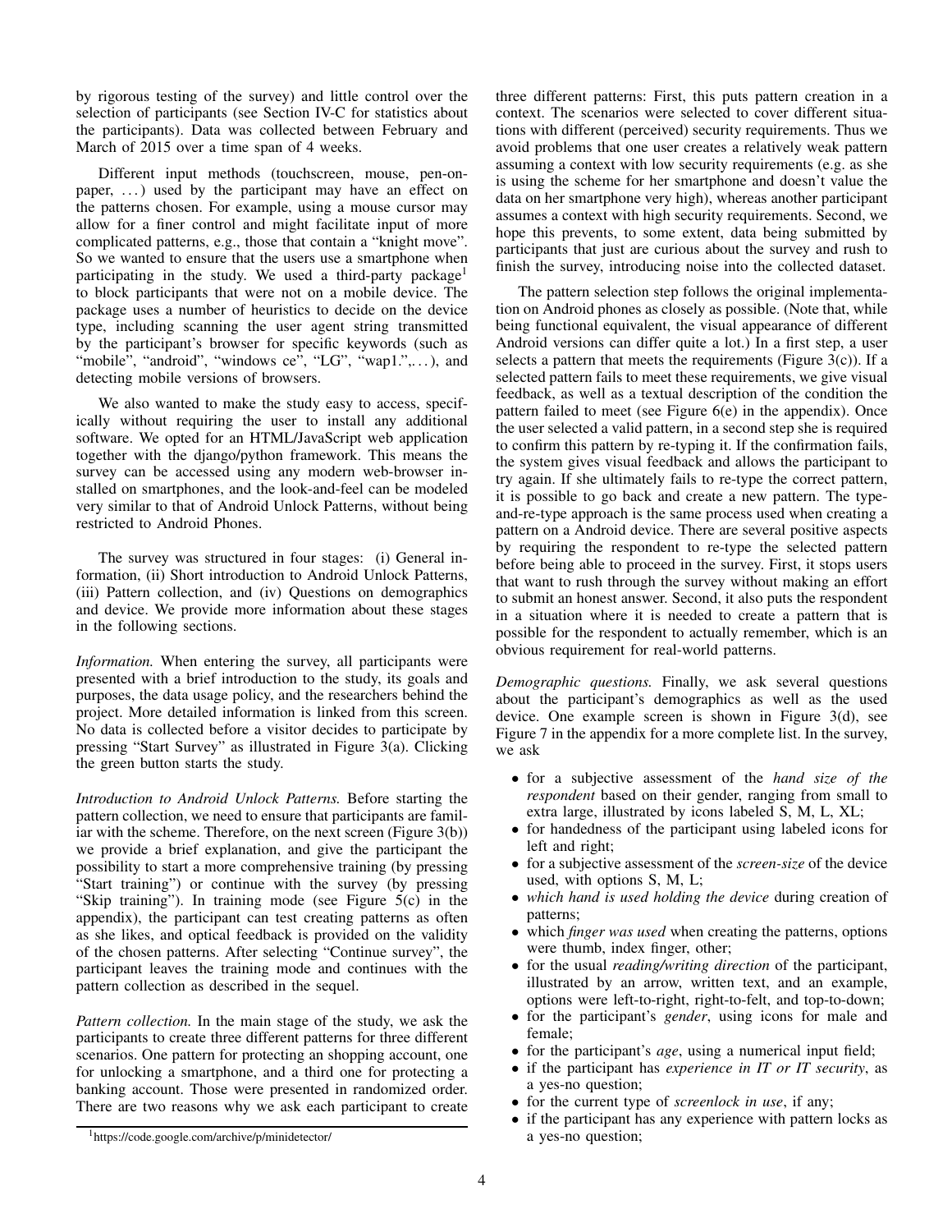by rigorous testing of the survey) and little control over the selection of participants (see Section IV-C for statistics about the participants). Data was collected between February and March of 2015 over a time span of 4 weeks.

Different input methods (touchscreen, mouse, pen-on-paper, . . . ) used by the participant may have an effect on the patterns chosen. For example, using a mouse cursor may allow for a finer control and might facilitate input of more complicated patterns, e.g., those that contain a "knight move". So we wanted to ensure that the users use a smartphone when participating in the study. We used a third-party package[1] to block participants that were not on a mobile device. The package uses a number of heuristics to decide on the device type, including scanning the user agent string transmitted by the participant's browser for specific keywords (such as "mobile", "android", "windows ce", "LG", "wap1.",. . . ), and detecting mobile versions of browsers.

We also wanted to make the study easy to access, specifically without requiring the user to install any additional software. We opted for an HTML/JavaScript web application together with the django/python framework. This means the survey can be accessed using any modern web-browser installed on smartphones, and the look-and-feel can be modeled very similar to that of Android Unlock Patterns, without being restricted to Android Phones.

The survey was structured in four stages: (i) General information, (ii) Short introduction to Android Unlock Patterns, (iii) Pattern collection, and (iv) Questions on demographics and device. We provide more information about these stages in the following sections.

*Information.* When entering the survey, all participants were presented with a brief introduction to the study, its goals and purposes, the data usage policy, and the researchers behind the project. More detailed information is linked from this screen. No data is collected before a visitor decides to participate by pressing "Start Survey" as illustrated in Figure 3(a). Clicking the green button starts the study.

*Introduction to Android Unlock Patterns.* Before starting the pattern collection, we need to ensure that participants are familiar with the scheme. Therefore, on the next screen (Figure 3(b)) we provide a brief explanation, and give the participant the possibility to start a more comprehensive training (by pressing "Start training") or continue with the survey (by pressing "Skip training"). In training mode (see Figure 5(c) in the appendix), the participant can test creating patterns as often as she likes, and optical feedback is provided on the validity of the chosen patterns. After selecting "Continue survey", the participant leaves the training mode and continues with the pattern collection as described in the sequel.

*Pattern collection.* In the main stage of the study, we ask the participants to create three different patterns for three different scenarios. One pattern for protecting an shopping account, one for unlocking a smartphone, and a third one for protecting a banking account. Those were presented in randomized order. There are two reasons why we ask each participant to create three different patterns: First, this puts pattern creation in a context. The scenarios were selected to cover different situations with different (perceived) security requirements. Thus we avoid problems that one user creates a relatively weak pattern assuming a context with low security requirements (e.g. as she is using the scheme for her smartphone and doesn't value the data on her smartphone very high), whereas another participant assumes a context with high security requirements. Second, we hope this prevents, to some extent, data being submitted by participants that just are curious about the survey and rush to finish the survey, introducing noise into the collected dataset.

The pattern selection step follows the original implementation on Android phones as closely as possible. (Note that, while being functional equivalent, the visual appearance of different Android versions can differ quite a lot.) In a first step, a user selects a pattern that meets the requirements (Figure 3(c)). If a selected pattern fails to meet these requirements, we give visual feedback, as well as a textual description of the condition the pattern failed to meet (see Figure 6(e) in the appendix). Once the user selected a valid pattern, in a second step she is required to confirm this pattern by re-typing it. If the confirmation fails, the system gives visual feedback and allows the participant to try again. If she ultimately fails to re-type the correct pattern, it is possible to go back and create a new pattern. The type-and-re-type approach is the same process used when creating a pattern on a Android device. There are several positive aspects by requiring the respondent to re-type the selected pattern before being able to proceed in the survey. First, it stops users that want to rush through the survey without making an effort to submit an honest answer. Second, it also puts the respondent in a situation where it is needed to create a pattern that is possible for the respondent to actually remember, which is an obvious requirement for real-world patterns.

*Demographic questions.* Finally, we ask several questions about the participant's demographics as well as the used device. One example screen is shown in Figure 3(d), see Figure 7 in the appendix for a more complete list. In the survey, we ask

- for a subjective assessment of the *hand size of the respondent* based on their gender, ranging from small to extra large, illustrated by icons labeled S, M, L, XL;
- for handedness of the participant using labeled icons for left and right;
- for a subjective assessment of the *screen-size* of the device used, with options S, M, L;
- *which hand is used holding the device* during creation of patterns;
- which *finger was used* when creating the patterns, options were thumb, index finger, other;
- for the usual *reading/writing direction* of the participant, illustrated by an arrow, written text, and an example, options were left-to-right, right-to-felt, and top-to-down;
- for the participant's *gender*, using icons for male and female;
- for the participant's *age*, using a numerical input field;
- if the participant has *experience in IT or IT security*, as a yes-no question;
- for the current type of *screenlock in use*, if any;
- if the participant has any experience with pattern locks as a yes-no question;

[1]https://code.google.com/archive/p/minidetector/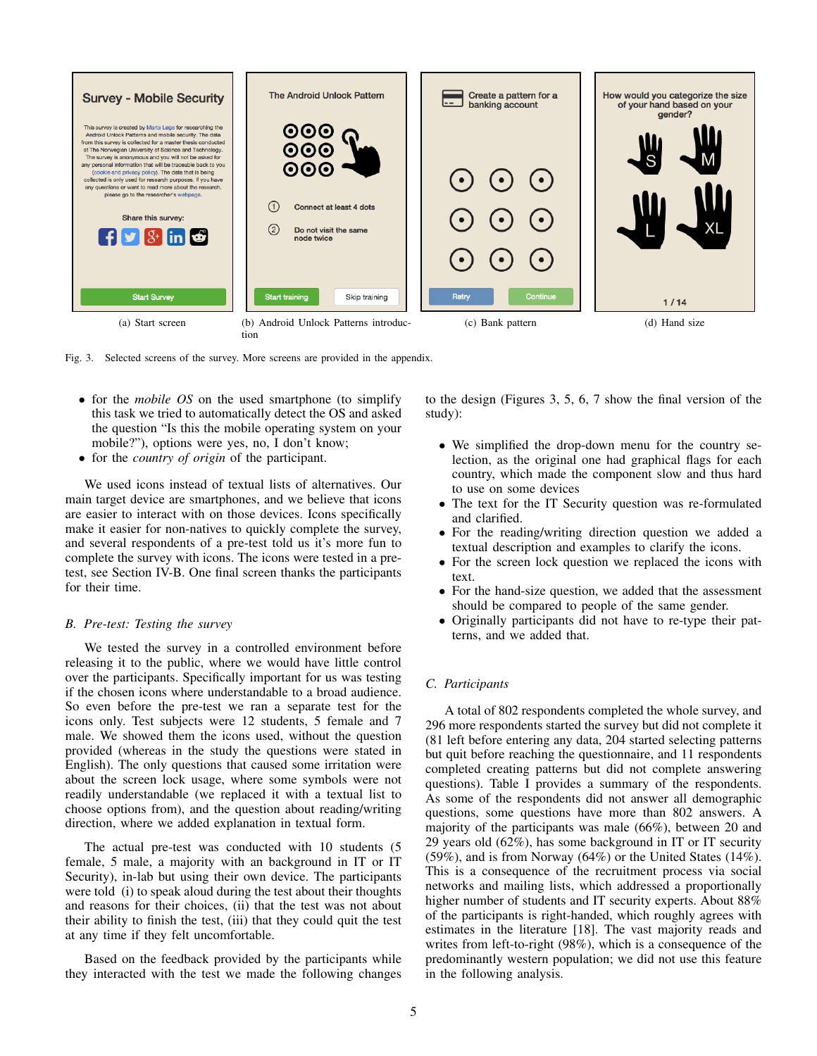(a) Start screen

(b) Android Unlock Patterns introduction

(c) Bank pattern

(d) Hand size

Fig. 3. Selected screens of the survey. More screens are provided in the appendix.

- for the *mobile OS* on the used smartphone (to simplify this task we tried to automatically detect the OS and asked the question "Is this the mobile operating system on your mobile?"), options were yes, no, I don't know;
- for the *country of origin* of the participant.

We used icons instead of textual lists of alternatives. Our main target device are smartphones, and we believe that icons are easier to interact with on those devices. Icons specifically make it easier for non-natives to quickly complete the survey, and several respondents of a pre-test told us it's more fun to complete the survey with icons. The icons were tested in a pre-test, see Section IV-B. One final screen thanks the participants for their time.

### B. Pre-test: Testing the survey

We tested the survey in a controlled environment before releasing it to the public, where we would have little control over the participants. Specifically important for us was testing if the chosen icons where understandable to a broad audience. So even before the pre-test we ran a separate test for the icons only. Test subjects were 12 students, 5 female and 7 male. We showed them the icons used, without the question provided (whereas in the study the questions were stated in English). The only questions that caused some irritation were about the screen lock usage, where some symbols were not readily understandable (we replaced it with a textual list to choose options from), and the question about reading/writing direction, where we added explanation in textual form.

The actual pre-test was conducted with 10 students (5 female, 5 male, a majority with an background in IT or IT Security), in-lab but using their own device. The participants were told (i) to speak aloud during the test about their thoughts and reasons for their choices, (ii) that the test was not about their ability to finish the test, (iii) that they could quit the test at any time if they felt uncomfortable.

Based on the feedback provided by the participants while they interacted with the test we made the following changes to the design (Figures 3, 5, 6, 7 show the final version of the study):

- We simplified the drop-down menu for the country selection, as the original one had graphical flags for each country, which made the component slow and thus hard to use on some devices
- The text for the IT Security question was re-formulated and clarified.
- For the reading/writing direction question we added a textual description and examples to clarify the icons.
- For the screen lock question we replaced the icons with text.
- For the hand-size question, we added that the assessment should be compared to people of the same gender.
- Originally participants did not have to re-type their patterns, and we added that.

### C. Participants

A total of 802 respondents completed the whole survey, and 296 more respondents started the survey but did not complete it (81 left before entering any data, 204 started selecting patterns but quit before reaching the questionnaire, and 11 respondents completed creating patterns but did not complete answering questions). Table I provides a summary of the respondents. As some of the respondents did not answer all demographic questions, some questions have more than 802 answers. A majority of the participants was male (66%), between 20 and 29 years old (62%), has some background in IT or IT security (59%), and is from Norway (64%) or the United States (14%). This is a consequence of the recruitment process via social networks and mailing lists, which addressed a proportionally higher number of students and IT security experts. About 88% of the participants is right-handed, which roughly agrees with estimates in the literature [18]. The vast majority reads and writes from left-to-right (98%), which is a consequence of the predominantly western population; we did not use this feature in the following analysis.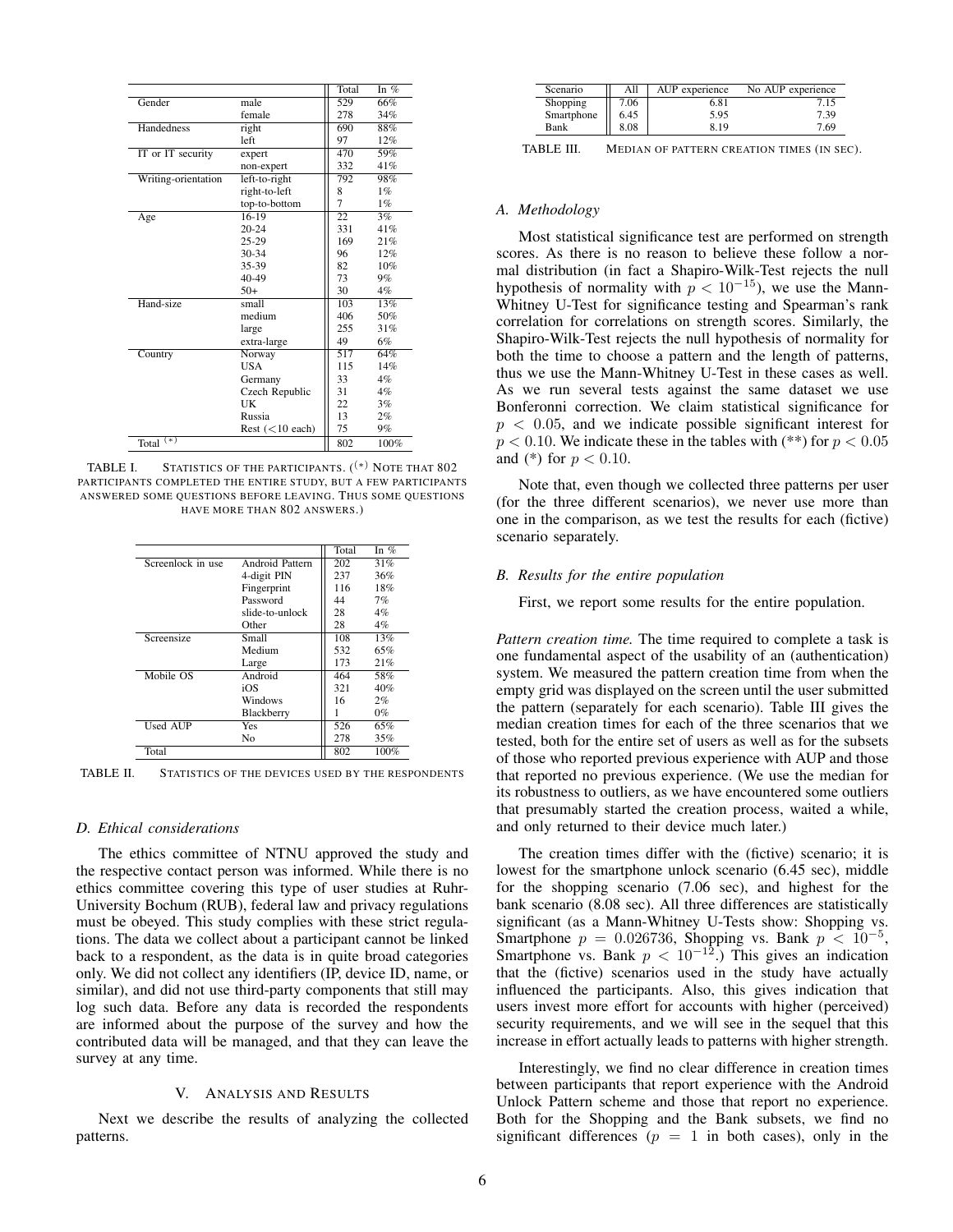| | | Total | In % |
|---|---|---|---|
| Gender | male | 529 | 66% |
| | female | 278 | 34% |
| Handedness | right | 690 | 88% |
| | left | 97 | 12% |
| IT or IT security | expert | 470 | 59% |
| | non-expert | 332 | 41% |
| Writing-orientation | left-to-right | 792 | 98% |
| | right-to-left | 8 | 1% |
| | top-to-bottom | 7 | 1% |
| Age | 16-19 | 22 | 3% |
| | 20-24 | 331 | 41% |
| | 25-29 | 169 | 21% |
| | 30-34 | 96 | 12% |
| | 35-39 | 82 | 10% |
| | 40-49 | 73 | 9% |
| | 50+ | 30 | 4% |
| Hand-size | small | 103 | 13% |
| | medium | 406 | 50% |
| | large | 255 | 31% |
| | extra-large | 49 | 6% |
| Country | Norway | 517 | 64% |
| | USA | 115 | 14% |
| | Germany | 33 | 4% |
| | Czech Republic | 31 | 4% |
| | UK | 22 | 3% |
| | Russia | 13 | 2% |
| | Rest (<10 each) | 75 | 9% |
| Total (*) | | 802 | 100% |

TABLE I. STATISTICS OF THE PARTICIPANTS. (*) NOTE THAT 802 PARTICIPANTS COMPLETED THE ENTIRE STUDY, BUT A FEW PARTICIPANTS ANSWERED SOME QUESTIONS BEFORE LEAVING. THUS SOME QUESTIONS HAVE MORE THAN 802 ANSWERS.)

| | | Total | In % |
|---|---|---|---|
| Screenlock in use | Android Pattern | 202 | 31% |
| | 4-digit PIN | 237 | 36% |
| | Fingerprint | 116 | 18% |
| | Password | 44 | 7% |
| | slide-to-unlock | 28 | 4% |
| | Other | 28 | 4% |
| Screensize | Small | 108 | 13% |
| | Medium | 532 | 65% |
| | Large | 173 | 21% |
| Mobile OS | Android | 464 | 58% |
| | iOS | 321 | 40% |
| | Windows | 16 | 2% |
| | Blackberry | 1 | 0% |
| Used AUP | Yes | 526 | 65% |
| | No | 278 | 35% |
| Total | | 802 | 100% |

TABLE II. STATISTICS OF THE DEVICES USED BY THE RESPONDENTS

### D. Ethical considerations

The ethics committee of NTNU approved the study and the respective contact person was informed. While there is no ethics committee covering this type of user studies at Ruhr-University Bochum (RUB), federal law and privacy regulations must be obeyed. This study complies with these strict regulations. The data we collect about a participant can not be linked back to a respondent, as the data is in quite broad categories only. We did not collect any identifiers (IP, device ID, name, or similar), and did not use third-party components that still may log such data. Before any data is recorded the respondents are informed about the purpose of the survey and how the contributed data will be managed, and that they can leave the survey at any time.

## V. Analysis and Results

Next we describe the results of analyzing the collected patterns.

| Scenario | All | AUP experience | No AUP experience |
|---|---|---|---|
| Shopping | 7.06 | 6.81 | 7.15 |
| Smartphone | 6.45 | 5.95 | 7.39 |
| Bank | 8.08 | 8.19 | 7.69 |

TABLE III. MEDIAN OF PATTERN CREATION TIMES (IN SEC).

### A. Methodology

Most statistical significance test are performed on strength scores. As there is no reason to believe these follow a normal distribution (in fact a Shapiro-Wilk-Test rejects the null hypothesis of normality with $p < 10^{-15}$), we use the Mann-Whitney U-Test for significance testing and Spearman's rank correlation for correlations on strength scores. Similarly, the Shapiro-Wilk-Test rejects the null hypothesis of normality for both the time to choose a pattern and the length of patterns, thus we use the Mann-Whitney U-Test in these cases as well. As we run several tests against the same dataset we use Bonferonni correction. We claim statistical significance for $p < 0.05$, and we indicate possible significant interest for $p < 0.10$. We indicate these in the tables with (**) for $p < 0.05$ and (*) for $p < 0.10$.

Note that, even though we collected three patterns per user (for the three different scenarios), we never use more than one in the comparison, as we test the results for each (fictive) scenario separately.

### B. Results for the entire population

First, we report some results for the entire population.

*Pattern creation time.* The time required to complete a task is one fundamental aspect of the usability of an (authentication) system. We measured the pattern creation time from when the empty grid was displayed on the screen until the user submitted the pattern (separately for each scenario). Table III gives the median creation times for each of the three scenarios that we tested, both for the entire set of users as well as for the subsets of those who reported previous experience with AUP and those that reported no previous experience. (We use the median for its robustness to outliers, as we have encountered some outliers that presumably started the creation process, waited a while, and only returned to their device much later.)

The creation times differ with the (fictive) scenario; it is lowest for the smartphone unlock scenario (6.45 sec), middle for the shopping scenario (7.06 sec), and highest for the bank scenario (8.08 sec). All three differences are statistically significant (as a Mann-Whitney U-Tests show: Shopping vs. Smartphone $p = 0.026736$, Shopping vs. Bank $p < 10^{-5}$, Smartphone vs. Bank $p < 10^{-12}$.) This gives an indication that the (fictive) scenarios used in the study have actually influenced the participants. Also, this gives indication that users invest more effort for accounts with higher (perceived) security requirements, and we will see in the sequel that this increase in effort actually leads to patterns with higher strength.

Interestingly, we find no clear difference in creation times between participants that report experience with the Android Unlock Pattern scheme and those that report no experience. Both for the Shopping and the Bank subsets, we find no significant differences ($p = 1$ in both cases), only in the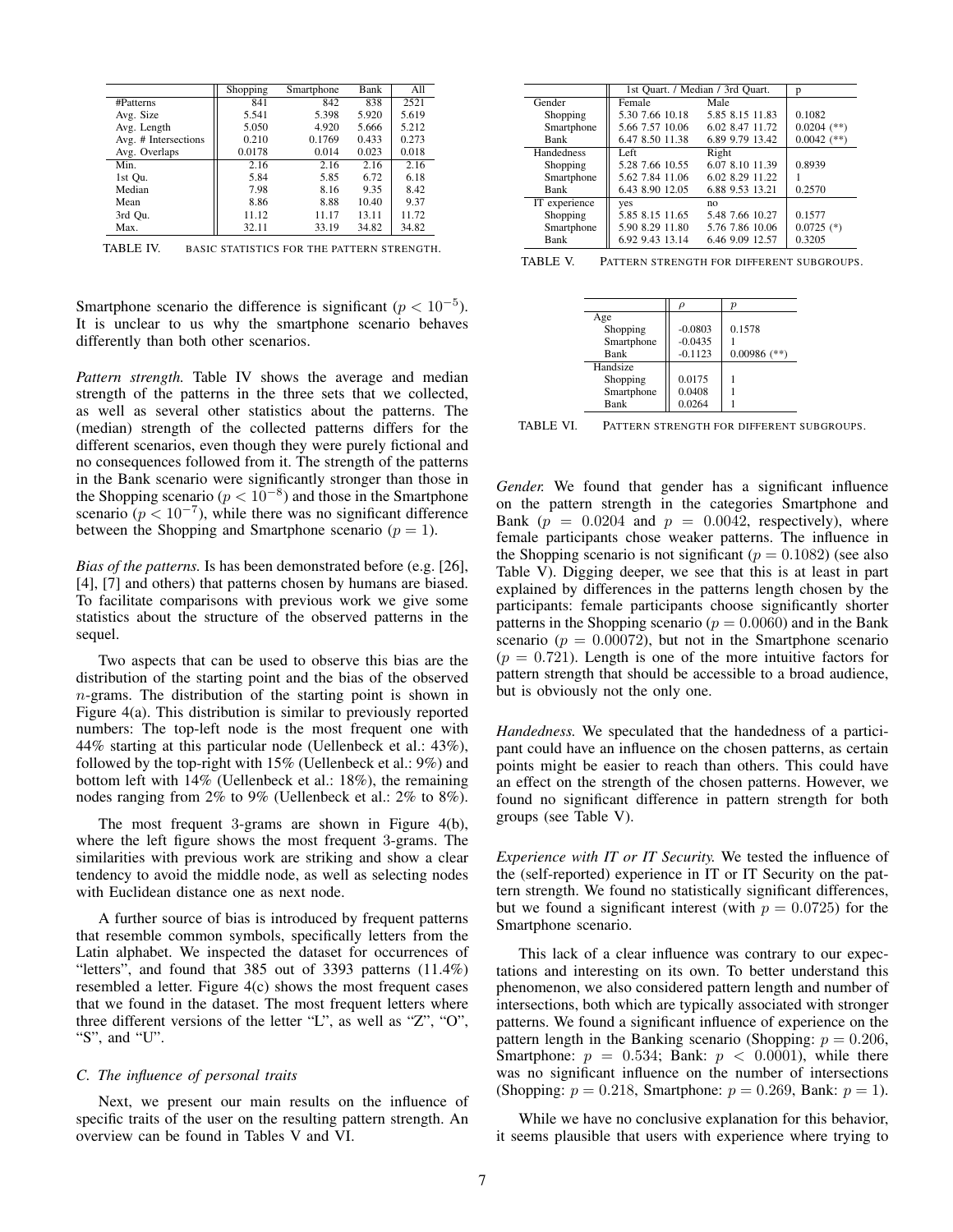|  | Shopping | Smartphone | Bank | All |
|---|---|---|---|---|
| #Patterns | 841 | 842 | 838 | 2521 |
| Avg. Size | 5.541 | 5.398 | 5.920 | 5.619 |
| Avg. Length | 5.050 | 4.920 | 5.666 | 5.212 |
| Avg. # Intersections | 0.210 | 0.1769 | 0.433 | 0.273 |
| Avg. Overlaps | 0.0178 | 0.014 | 0.023 | 0.018 |
| Min. | 2.16 | 2.16 | 2.16 | 2.16 |
| 1st Qu. | 5.84 | 5.85 | 6.72 | 6.18 |
| Median | 7.98 | 8.16 | 9.35 | 8.42 |
| Mean | 8.86 | 8.88 | 10.40 | 9.37 |
| 3rd Qu. | 11.12 | 11.17 | 13.11 | 11.72 |
| Max. | 32.11 | 33.19 | 34.82 | 34.82 |

TABLE IV. BASIC STATISTICS FOR THE PATTERN STRENGTH.

|  | 1st Quart. / Median / 3rd Quart. |  | p |
|---|---|---|---|
| Gender | Female | Male |  |
| Shopping | 5.30 7.66 10.18 | 5.85 8.15 11.83 | 0.1082 |
| Smartphone | 5.66 7.57 10.06 | 6.02 8.47 11.72 | 0.0204 (**) |
| Bank | 6.47 8.50 11.38 | 6.89 9.79 13.42 | 0.0042 (**) |
| Handedness | Left | Right |  |
| Shopping | 5.28 7.66 10.55 | 6.07 8.10 11.39 | 0.8939 |
| Smartphone | 5.62 7.84 11.06 | 6.02 8.29 11.22 | 1 |
| Bank | 6.43 8.90 12.05 | 6.88 9.53 13.21 | 0.2570 |
| IT experience | yes | no |  |
| Shopping | 5.85 8.15 11.65 | 5.48 7.66 10.27 | 0.1577 |
| Smartphone | 5.90 8.29 11.80 | 5.76 7.86 10.06 | 0.0725 (*) |
| Bank | 6.92 9.43 13.14 | 6.46 9.09 12.57 | 0.3205 |

TABLE V. PATTERN STRENGTH FOR DIFFERENT SUBGROUPS.

|  | $\rho$ | $p$ |
|---|---|---|
| Age |  |  |
| Shopping | -0.0803 | 0.1578 |
| Smartphone | -0.0435 | 1 |
| Bank | -0.1123 | 0.00986 (**) |
| Handsize |  |  |
| Shopping | 0.0175 | 1 |
| Smartphone | 0.0408 | 1 |
| Bank | 0.0264 | 1 |

TABLE VI. PATTERN STRENGTH FOR DIFFERENT SUBGROUPS.

Smartphone scenario the difference is significant ($p < 10^{-5}$). It is unclear to us why the smartphone scenario behaves differently than both other scenarios.

*Pattern strength.* Table IV shows the average and median strength of the patterns in the three sets that we collected, as well as several other statistics about the patterns. The (median) strength of the collected patterns differs for the different scenarios, even though they were purely fictional and no consequences followed from it. The strength of the patterns in the Bank scenario were significantly stronger than those in the Shopping scenario ($p < 10^{-8}$) and those in the Smartphone scenario ($p < 10^{-7}$), while there was no significant difference between the Shopping and Smartphone scenario ($p = 1$).

*Bias of the patterns.* Is has been demonstrated before (e.g. [26], [4], [7] and others) that patterns chosen by humans are biased. To facilitate comparisons with previous work we give some statistics about the structure of the observed patterns in the sequel.

Two aspects that can be used to observe this bias are the distribution of the starting point and the bias of the observed $n$-grams. The distribution of the starting point is shown in Figure 4(a). This distribution is similar to previously reported numbers: The top-left node is the most frequent one with 44% starting at this particular node (Uellenbeck et al.: 43%), followed by the top-right with 15% (Uellenbeck et al.: 9%) and bottom left with 14% (Uellenbeck et al.: 18%), the remaining nodes ranging from 2% to 9% (Uellenbeck et al.: 2% to 8%).

The most frequent 3-grams are shown in Figure 4(b), where the left figure shows the most frequent 3-grams. The similarities with previous work are striking and show a clear tendency to avoid the middle node, as well as selecting nodes with Euclidean distance one as next node.

A further source of bias is introduced by frequent patterns that resemble common symbols, specifically letters from the Latin alphabet. We inspected the dataset for occurrences of "letters", and found that 385 out of 3393 patterns (11.4%) resembled a letter. Figure 4(c) shows the most frequent cases that we found in the dataset. The most frequent letters where three different versions of the letter "L", as well as "Z", "O", "S", and "U".

### C. The influence of personal traits

Next, we present our main results on the influence of specific traits of the user on the resulting pattern strength. An overview can be found in Tables V and VI.

*Gender.* We found that gender has a significant influence on the pattern strength in the categories Smartphone and Bank ($p = 0.0204$ and $p = 0.0042$, respectively), where female participants chose weaker patterns. The influence in the Shopping scenario is not significant ($p = 0.1082$) (see also Table V). Digging deeper, we see that this is at least in part explained by differences in the patterns length chosen by the participants: female participants choose significantly shorter patterns in the Shopping scenario ($p = 0.0060$) and in the Bank scenario ($p = 0.00072$), but not in the Smartphone scenario ($p = 0.721$). Length is one of the more intuitive factors for pattern strength that should be accessible to a broad audience, but is obviously not the only one.

*Handedness.* We speculated that the handedness of a participant could have an influence on the chosen patterns, as certain points might be easier to reach than others. This could have an effect on the strength of the chosen patterns. However, we found no significant difference in pattern strength for both groups (see Table V).

*Experience with IT or IT Security.* We tested the influence of the (self-reported) experience in IT or IT Security on the pattern strength. We found no statistically significant differences, but we found a significant interest (with $p = 0.0725$) for the Smartphone scenario.

This lack of a clear influence was contrary to our expectations and interesting on its own. To better understand this phenomenon, we also considered pattern length and number of intersections, both which are typically associated with stronger patterns. We found a significant influence of experience on the pattern length in the Banking scenario (Shopping: $p = 0.206$, Smartphone: $p = 0.534$; Bank: $p < 0.0001$), while there was no significant influence on the number of intersections (Shopping: $p = 0.218$, Smartphone: $p = 0.269$, Bank: $p = 1$).

While we have no conclusive explanation for this behavior, it seems plausible that users with experience where trying to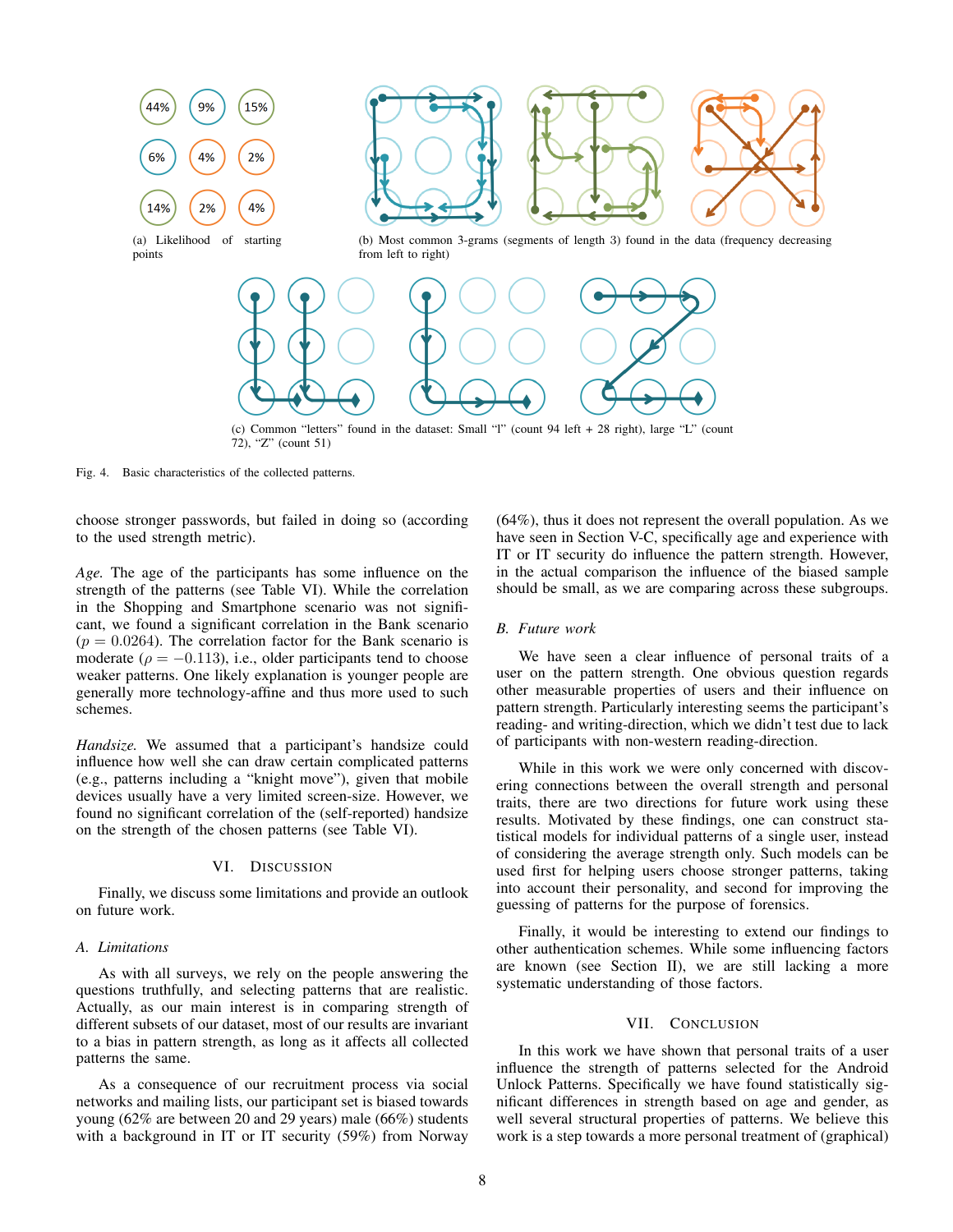(a) Likelihood of starting points

(b) Most common 3-grams (segments of length 3) found in the data (frequency decreasing from left to right)

(c) Common "letters" found in the dataset: Small "l" (count 94 left + 28 right), large "L" (count 72), "Z" (count 51)

Fig. 4. Basic characteristics of the collected patterns.

choose stronger passwords, but failed in doing so (according to the used strength metric).

*Age.* The age of the participants has some influence on the strength of the patterns (see Table VI). While the correlation in the Shopping and Smartphone scenario was not significant, we found a significant correlation in the Bank scenario ($p = 0.0264$). The correlation factor for the Bank scenario is moderate ($\rho = -0.113$), i.e., older participants tend to choose weaker patterns. One likely explanation is younger people are generally more technology-affine and thus more used to such schemes.

*Handsize.* We assumed that a participant's handsize could influence how well she can draw certain complicated patterns (e.g., patterns including a "knight move"), given that mobile devices usually have a very limited screen-size. However, we found no significant correlation of the (self-reported) handsize on the strength of the chosen patterns (see Table VI).

## VI. Discussion

Finally, we discuss some limitations and provide an outlook on future work.

### A. Limitations

As with all surveys, we rely on the people answering the questions truthfully, and selecting patterns that are realistic. Actually, as our main interest is in comparing strength of different subsets of our dataset, most of our results are invariant to a bias in pattern strength, as long as it affects all collected patterns the same.

As a consequence of our recruitment process via social networks and mailing lists, our participant set is biased towards young (62% are between 20 and 29 years) male (66%) students with a background in IT or IT security (59%) from Norway (64%), thus it does not represent the overall population. As we have seen in Section V-C, specifically age and experience with IT or IT security do influence the pattern strength. However, in the actual comparison the influence of the biased sample should be small, as we are comparing across these subgroups.

### B. Future work

We have seen a clear influence of personal traits of a user on the pattern strength. One obvious question regards other measurable properties of users and their influence on pattern strength. Particularly interesting seems the participant's reading- and writing-direction, which we didn't test due to lack of participants with non-western reading-direction.

While in this work we were only concerned with discovering connections between the overall strength and personal traits, there are two directions for future work using these results. Motivated by these findings, one can construct statistical models for individual patterns of a single user, instead of considering the average strength only. Such models can be used first for helping users choose stronger patterns, taking into account their personality, and second for improving the guessing of patterns for the purpose of forensics.

Finally, it would be interesting to extend our findings to other authentication schemes. While some influencing factors are known (see Section II), we are still lacking a more systematic understanding of those factors.

## VII. Conclusion

In this work we have shown that personal traits of a user influence the strength of patterns selected for the Android Unlock Patterns. Specifically we have found statistically significant differences in strength based on age and gender, as well several structural properties of patterns. We believe this work is a step towards a more personal treatment of (graphical)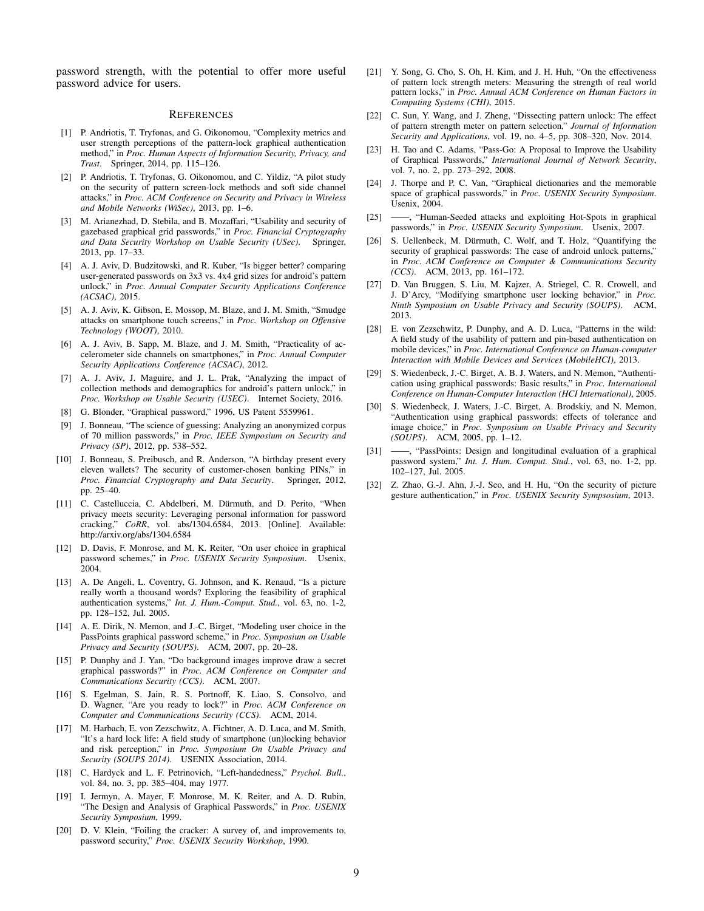password strength, with the potential to offer more useful password advice for users.

## References

[1] P. Andriotis, T. Tryfonas, and G. Oikonomou, "Complexity metrics and user strength perceptions of the pattern-lock graphical authentication method," in *Proc. Human Aspects of Information Security, Privacy, and Trust*. Springer, 2014, pp. 115–126.

[2] P. Andriotis, T. Tryfonas, G. Oikonomou, and C. Yildiz, "A pilot study on the security of pattern screen-lock methods and soft side channel attacks," in *Proc. ACM Conference on Security and Privacy in Wireless and Mobile Networks (WiSec)*, 2013, pp. 1–6.

[3] M. Arianezhad, D. Stebila, and B. Mozaffari, "Usability and security of gazebased graphical grid passwords," in *Proc. Financial Cryptography and Data Security Workshop on Usable Security (USec)*. Springer, 2013, pp. 17–33.

[4] A. J. Aviv, D. Budzitowski, and R. Kuber, "Is bigger better? comparing user-generated passwords on 3x3 vs. 4x4 grid sizes for android's pattern unlock," in *Proc. Annual Computer Security Applications Conference (ACSAC)*, 2015.

[5] A. J. Aviv, K. Gibson, E. Mossop, M. Blaze, and J. M. Smith, "Smudge attacks on smartphone touch screens," in *Proc. Workshop on Offensive Technology (WOOT)*, 2010.

[6] A. J. Aviv, B. Sapp, M. Blaze, and J. M. Smith, "Practicality of accelerometer side channels on smartphones," in *Proc. Annual Computer Security Applications Conference (ACSAC)*, 2012.

[7] A. J. Aviv, J. Maguire, and J. L. Prak, "Analyzing the impact of collection methods and demographics for android's pattern unlock," in *Proc. Workshop on Usable Security (USEC)*. Internet Society, 2016.

[8] G. Blonder, "Graphical password," 1996, US Patent 5559961.

[9] J. Bonneau, "The science of guessing: Analyzing an anonymized corpus of 70 million passwords," in *Proc. IEEE Symposium on Security and Privacy (SP)*, 2012, pp. 538–552.

[10] J. Bonneau, S. Preibusch, and R. Anderson, "A birthday present every eleven wallets? The security of customer-chosen banking PINs," in *Proc. Financial Cryptography and Data Security*. Springer, 2012, pp. 25–40.

[11] C. Castelluccia, C. Abdelberi, M. Dürmuth, and D. Perito, "When privacy meets security: Leveraging personal information for password cracking," *CoRR*, vol. abs/1304.6584, 2013. [Online]. Available: http://arxiv.org/abs/1304.6584

[12] D. Davis, F. Monrose, and M. K. Reiter, "On user choice in graphical password schemes," in *Proc. USENIX Security Symposium*. Usenix, 2004.

[13] A. De Angeli, L. Coventry, G. Johnson, and K. Renaud, "Is a picture really worth a thousand words? Exploring the feasibility of graphical authentication systems," *Int. J. Hum.-Comput. Stud.*, vol. 63, no. 1-2, pp. 128–152, Jul. 2005.

[14] A. E. Dirik, N. Memon, and J.-C. Birget, "Modeling user choice in the PassPoints graphical password scheme," in *Proc. Symposium on Usable Privacy and Security (SOUPS)*. ACM, 2007, pp. 20–28.

[15] P. Dunphy and J. Yan, "Do background images improve draw a secret graphical passwords?" in *Proc. ACM Conference on Computer and Communications Security (CCS)*. ACM, 2007.

[16] S. Egelman, S. Jain, R. S. Portnoff, K. Liao, S. Consolvo, and D. Wagner, "Are you ready to lock?" in *Proc. ACM Conference on Computer and Communications Security (CCS)*. ACM, 2014.

[17] M. Harbach, E. von Zezschwitz, A. Fichtner, A. D. Luca, and M. Smith, "It's a hard lock life: A field study of smartphone (un)locking behavior and risk perception," in *Proc. Symposium On Usable Privacy and Security (SOUPS 2014)*. USENIX Association, 2014.

[18] C. Hardyck and L. F. Petrinovich, "Left-handedness," *Psychol. Bull.*, vol. 84, no. 3, pp. 385–404, may 1977.

[19] I. Jermyn, A. Mayer, F. Monrose, M. K. Reiter, and A. D. Rubin, "The Design and Analysis of Graphical Passwords," in *Proc. USENIX Security Symposium*, 1999.

[20] D. V. Klein, "Foiling the cracker: A survey of, and improvements to, password security," *Proc. USENIX Security Workshop*, 1990.

[21] Y. Song, G. Cho, S. Oh, H. Kim, and J. H. Huh, "On the effectiveness of pattern lock strength meters: Measuring the strength of real world pattern locks," in *Proc. Annual ACM Conference on Human Factors in Computing Systems (CHI)*, 2015.

[22] C. Sun, Y. Wang, and J. Zheng, "Dissecting pattern unlock: The effect of pattern strength meter on pattern selection," *Journal of Information Security and Applications*, vol. 19, no. 4–5, pp. 308–320, Nov. 2014.

[23] H. Tao and C. Adams, "Pass-Go: A Proposal to Improve the Usability of Graphical Passwords," *International Journal of Network Security*, vol. 7, no. 2, pp. 273–292, 2008.

[24] J. Thorpe and P. C. Van, "Graphical dictionaries and the memorable space of graphical passwords," in *Proc. USENIX Security Symposium*. Usenix, 2004.

[25] ——, "Human-Seeded attacks and exploiting Hot-Spots in graphical passwords," in *Proc. USENIX Security Symposium*. Usenix, 2007.

[26] S. Uellenbeck, M. Dürmuth, C. Wolf, and T. Holz, "Quantifying the security of graphical passwords: The case of android unlock patterns," in *Proc. ACM Conference on Computer & Communications Security (CCS)*. ACM, 2013, pp. 161–172.

[27] D. Van Bruggen, S. Liu, M. Kajzer, A. Striegel, C. R. Crowell, and J. D'Arcy, "Modifying smartphone user locking behavior," in *Proc. Ninth Symposium on Usable Privacy and Security (SOUPS)*. ACM, 2013.

[28] E. von Zezschwitz, P. Dunphy, and A. D. Luca, "Patterns in the wild: A field study of the usability of pattern and pin-based authentication on mobile devices," in *Proc. International Conference on Human-computer Interaction with Mobile Devices and Services (MobileHCI)*, 2013.

[29] S. Wiedenbeck, J.-C. Birget, A. B. J. Waters, and N. Memon, "Authentication using graphical passwords: Basic results," in *Proc. International Conference on Human-Computer Interaction (HCI International)*, 2005.

[30] S. Wiedenbeck, J. Waters, J.-C. Birget, A. Brodskiy, and N. Memon, "Authentication using graphical passwords: effects of tolerance and image choice," in *Proc. Symposium on Usable Privacy and Security (SOUPS)*. ACM, 2005, pp. 1–12.

[31] ——, "PassPoints: Design and longitudinal evaluation of a graphical password system," *Int. J. Hum. Comput. Stud.*, vol. 63, no. 1-2, pp. 102–127, Jul. 2005.

[32] Z. Zhao, G.-J. Ahn, J.-J. Seo, and H. Hu, "On the security of picture gesture authentication," in *Proc. USENIX Security Sympsosium*, 2013.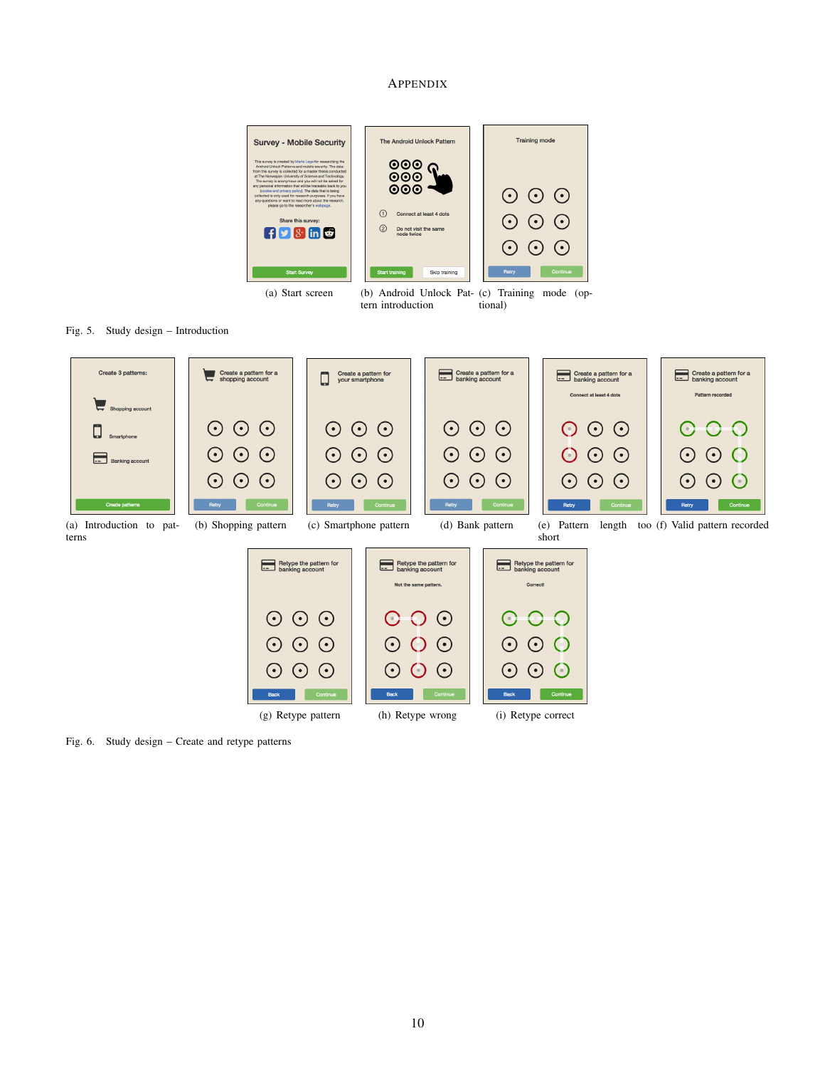## APPENDIX

(a) Start screen

(b) Android Unlock Pattern introduction

(c) Training mode (optional)

Fig. 5. Study design – Introduction

(a) Introduction to patterns

(b) Shopping pattern

(c) Smartphone pattern

(d) Bank pattern

(e) Pattern length too short

(f) Valid pattern recorded

(g) Retype pattern

(h) Retype wrong

(i) Retype correct

Fig. 6. Study design – Create and retype patterns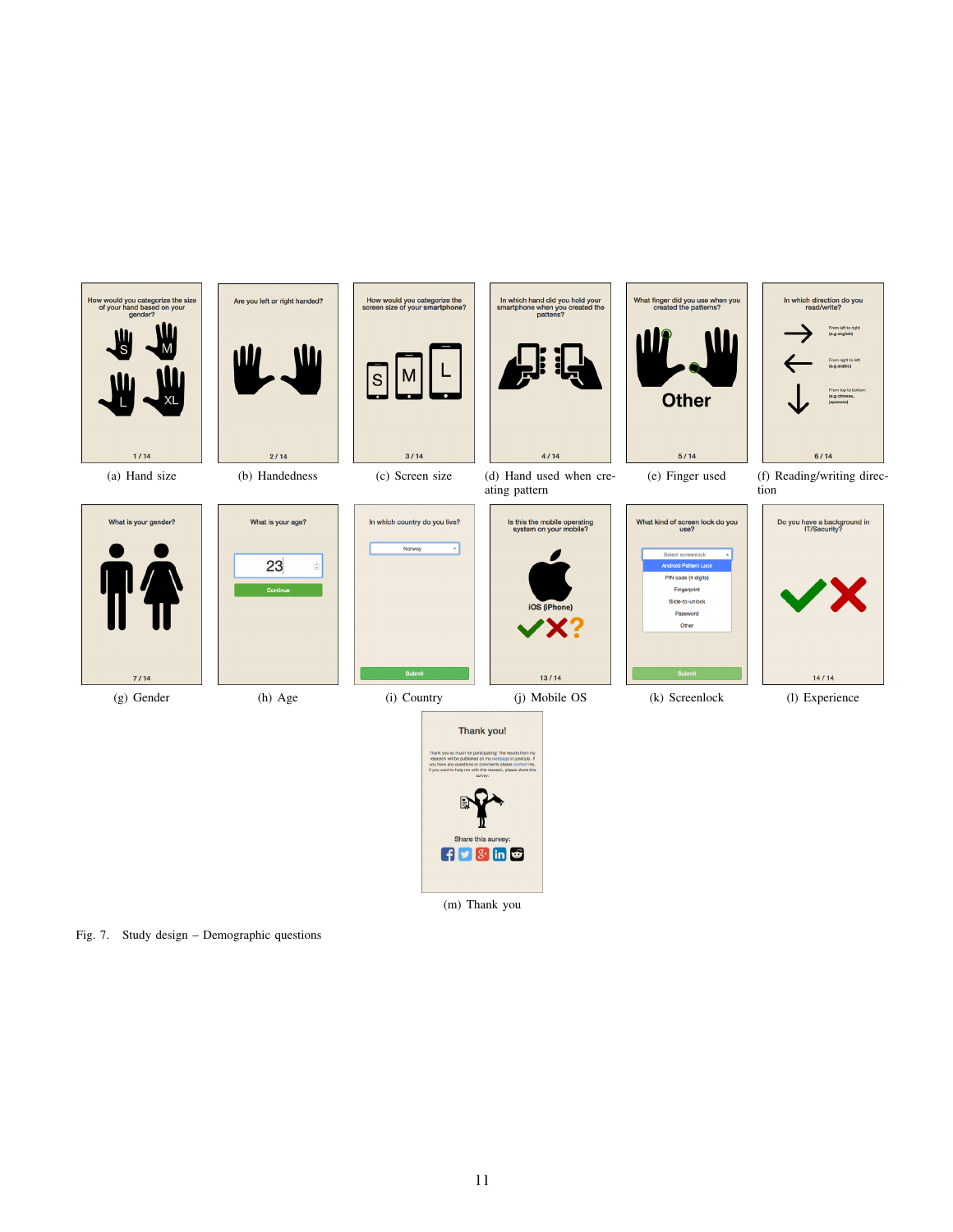How would you categorize the size of your hand based on your gender?

S M L XL

1 / 14

(a) Hand size

Are you left or right handed?

2 / 14

(b) Handedness

How would you categorize the screen size of your smartphone?

S M L

3 / 14

(c) Screen size

In which hand did you hold your smartphone when you created the patterns?

4 / 14

(d) Hand used when creating pattern

What finger did you use when you created the patterns?

Other

5 / 14

(e) Finger used

In which direction do you read/write?

From left to right (e.g english)

From right to left (e.g arabic)

From top to bottom (e.g chinese, japanese)

6 / 14

(f) Reading/writing direction

What is your gender?

7 / 14

(g) Gender

What is your age?

23

Continue

(h) Age

In which country do you live?

Norway

Submit

(i) Country

Is this the mobile operating system on your mobile?

iOS (iPhone)

13 / 14

(j) Mobile OS

What kind of screen lock do you use?

Select screenlock

Android Pattern Lock

PIN code (4 digits)

Fingerprint

Slide-to-unlock

Password

Other

Submit

(k) Screenlock

Do you have a background in IT/Security?

14 / 14

(l) Experience

Thank you!

Share this survey:

(m) Thank you

Fig. 7. Study design – Demographic questions